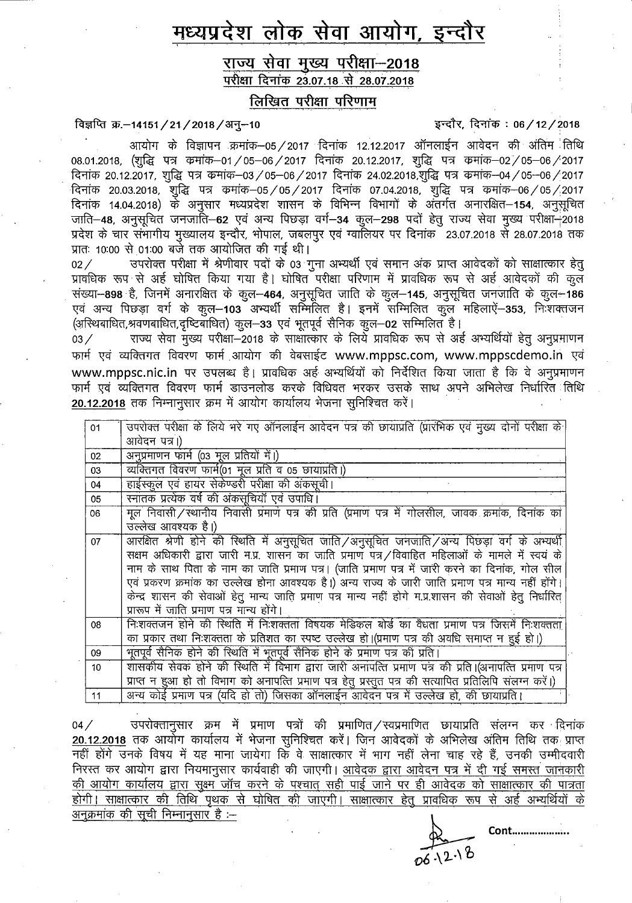# मध्यप्रदेश लोक सेवा आयोग, इन्दौर

## राज्य सेवा मुख्य परीक्षा–2018

### परीक्षा दिनांक 23.07.18 से 28.07.2018

### लिखित परीक्षा परिणाम

विज्ञप्ति क्र.–14151/21/2018/अनु–10 इन्दौर, दिनांक : 06/12/2018

आयोग के विज्ञापन क्रमांक–05/2017 दिनांक 12.12.2017 ऑनलाईन आवेदन की अंतिम तिथि 08.01.2018, (शुद्धि पत्र कमांक–01/05–06/2017 दिनांक 20.12.2017, शुद्धि पत्र कमांक–02/05–06/2017 दिनांक 20.12.2017, शुद्धि पत्र कमांक–03/05–06/2017 दिनांक 24.02.2018,शुद्धि पत्र कमांक–04/05–06/2017 दिनांक 20.03.2018, शुद्धि पत्र कमांक–05/05/2017 दिनांक 07.04.2018, शुद्धि पत्र कमांक–06/05/2017 दिनांक 14.04.2018) के अनुसार मध्यप्रदेश शासन के विभिन्न विभागों के अंतर्गत अनारक्षित–**154**, अनुसूचित जाति–**48**, अनुसूचित जनजाति–**62** एवं अन्य पिछड़ा वर्ग–**34** कुल–**298** पदों हेतु राज्य सेवा मुख्य परीक्षा–2018 प्रदेश के चार संभागीय मुख्यालय इन्दौर, भोपाल, जबलपुर एवं ग्वालियर पर दिनांक 23.07.2018 से 28.07.2018 तक प्रातः 10:00 से 01:00 बजे तक आयोजित की गई थी।

02/ उपरोक्त परीक्षा में श्रेणीवार पदों के 03 गुना अभ्यर्थी एवं समान अंक प्राप्त आवेदकों को साक्षात्कार हेतु प्रावधिक रूप से अर्ह घोषित किया गया है। घोषित परीक्षा परिणाम में प्रावधिक रूप से अर्ह आवेदकों की कुल संख्या–**898** है, जिनमें अनारक्षित के कुल–**464**, अनुसूचित जाति के कुल–**145**, अनुसूचित जनजाति के कुल–**186** एवं अन्य पिछड़ा वर्ग के कुल–**103** अभ्यर्थी सम्मिलित है। इनमें सम्मिलित कुल महिलाऍं–**353**, निःशक्तजन (अस्थिबाधित,श्रवणबाधित,दृष्टिबाधित) कुल–**33** एवं भूतपूर्व सैनिक कुल–**02** सम्मिलित है।

03/ राज्य सेवा मुख्य परीक्षा–2018 के साक्षात्कार के लिये प्रावधिक रूप से अर्ह अभ्यर्थियों हेतु अनुप्रमाणन फार्म एवं व्यक्तिगत विवरण फार्म आयोग की वेबसाईट www.mppsc.com, www.mppscdemo.in एवं www.mppsc.nic.in पर उपलब्ध है। प्रावधिक अर्ह अभ्यर्थियों को निर्देशित किया जाता है कि वे अनुप्रमाणन फार्म एवं व्यक्तिगत विवरण फार्म डाउनलोड करके विधिवत भरकर उसके साथ अपने अभिलेख निर्धारित तिथि <u>20.12.2018</u> तक निम्नानुसार क्रम में आयोग कार्यालय भेजना सुनिश्चित करें।

| | |
|---|---|
| 01 | उपरोक्त परीक्षा के लिये भरे गए ऑनलाईन आवेदन पत्र की छायाप्रति (प्रारंभिक एवं मुख्य दोनों परीक्षा के आवेदन पत्र।) |
| 02 | अनुप्रमाणन फार्म (03 मूल प्रतियों में।) |
| 03 | व्यक्तिगत विवरण फार्म(01 मूल प्रति व 05 छायाप्रति।) |
| 04 | हाईस्कूल एवं हायर सेकेण्डरी परीक्षा की अंकसूची। |
| 05 | स्नातक प्रत्येक वर्ष की अंकसूचियॉं एवं उपाधि। |
| 06 | मूल निवासी/स्थानीय निवासी प्रमाण पत्र की प्रति (प्रमाण पत्र में गोलसील, जावक क्रमांक, दिनांक का उल्लेख आवश्यक है।) |
| 07 | आरक्षित श्रेणी होने की स्थिति में अनुसूचित जाति/अनुसूचित जनजाति/अन्य पिछड़ा वर्ग के अभ्यर्थी सक्षम अधिकारी द्वारा जारी म.प्र. शासन का जाति प्रमाण पत्र/विवाहित महिलाओं के मामले में स्वयं के नाम के साथ पिता के नाम का जाति प्रमाण पत्र। (जाति प्रमाण पत्र में जारी करने का दिनांक, गोल सील एवं प्रकरण क्रमांक का उल्लेख होना आवश्यक है।) अन्य राज्य के जारी जाति प्रमाण पत्र मान्य नहीं होंगे। केन्द्र शासन की सेवाओं हेतु मान्य जाति प्रमाण पत्र मान्य नहीं होंगे म.प्र.शासन की सेवाओं हेतु निर्धारित प्रारूप में जाति प्रमाण पत्र मान्य होंगे। |
| 08 | निःशक्तजन होने की स्थिति में निःशक्तता विषयक मेडिकल बोर्ड का वैधता प्रमाण पत्र जिसमें निःशक्तता का प्रकार तथा निःशक्तता के प्रतिशत का स्पष्ट उल्लेख हो।(प्रमाण पत्र की अवधि समाप्त न हुई हो।) |
| 09 | भूतपूर्व सैनिक होने की स्थिति में भूतपूर्व सैनिक होने के प्रमाण पत्र की प्रति। |
| 10 | शासकीय सेवक होने की स्थिति में विभाग द्वारा जारी अनापत्ति प्रमाण पत्र की प्रति।(अनापत्ति प्रमाण पत्र प्राप्त न हुआ हो तो विभाग को अनापत्ति प्रमाण पत्र हेतु प्रस्तुत पत्र की सत्यापित प्रतिलिपि संलग्न करें।) |
| 11 | अन्य कोई प्रमाण पत्र (यदि हो तो) जिसका ऑनलाईन आवेदन पत्र में उल्लेख हो, की छायाप्रति। |

04/ उपरोक्तानुसार क्रम में प्रमाण पत्रों की प्रमाणित/स्वप्रमाणित छायाप्रति संलग्न कर दिनांक <u>20.12.2018</u> तक आयोग कार्यालय में भेजना सुनिश्चित करें। जिन आवेदकों के अभिलेख अंतिम तिथि तक प्राप्त नहीं होंगे उनके विषय में यह माना जायेगा कि वे साक्षात्कार में भाग नहीं लेना चाह रहे हैं, उनकी उम्मीदवारी निरस्त कर आयोग द्वारा नियमानुसार कार्यवाही की जाएगी। <u>आवेदक द्वारा आवेदन पत्र में दी गई समस्त जानकारी की आयोग कार्यालय द्वारा सूक्ष्म जॉंच करने के पश्चात् सही पाई जाने पर ही आवेदक को साक्षात्कार की पात्रता होगी। साक्षात्कार की तिथि पृथक से घोषित की जाएगी। साक्षात्कार हेतु प्रावधिक रूप से अर्ह अभ्यर्थियों के अनुक्रमांक की सूची निम्नानुसार है :–</u>

06.12.18

Cont....................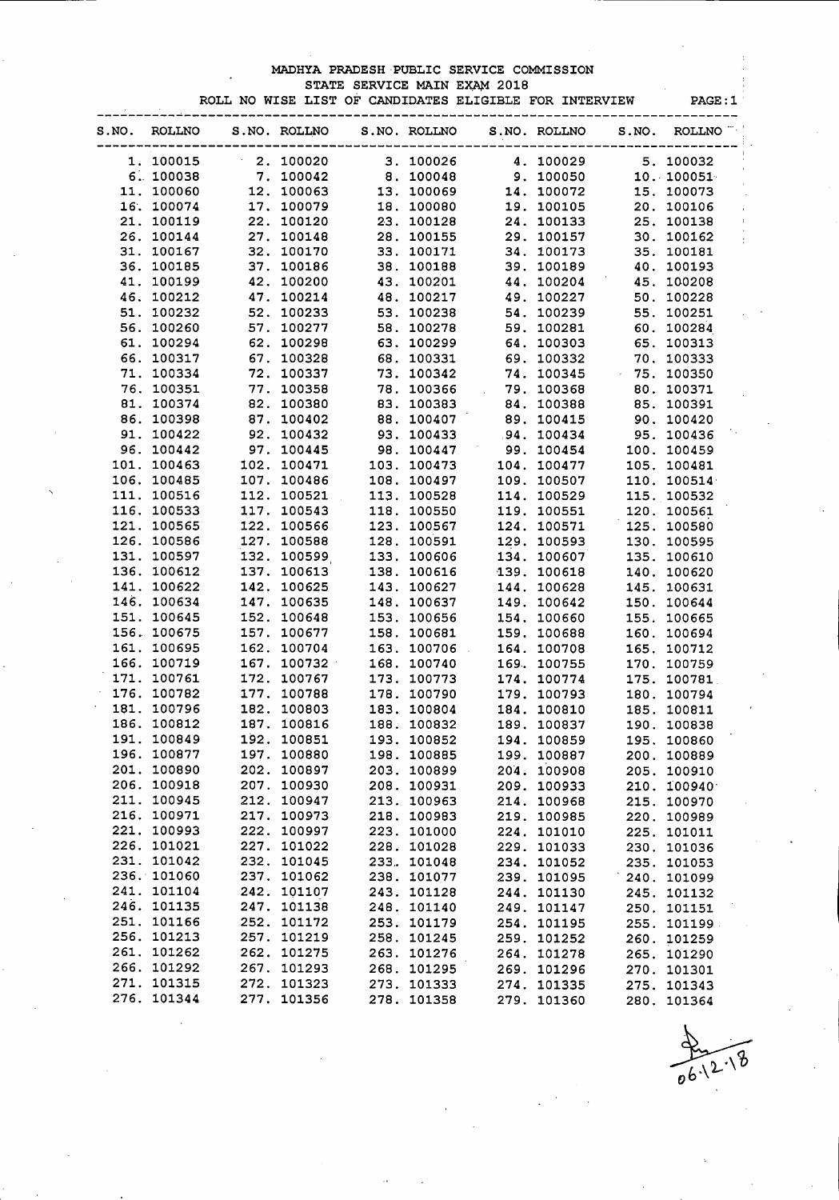MADHYA PRADESH PUBLIC SERVICE COMMISSION

STATE SERVICE MAIN EXAM 2018

ROLL NO WISE LIST OF CANDIDATES ELIGIBLE FOR INTERVIEW PAGE:1

| S.NO. | ROLLNO | S.NO. | ROLLNO | S.NO. | ROLLNO | S.NO. | ROLLNO | S.NO. | ROLLNO |
|---|---|---|---|---|---|---|---|---|---|
| 1. | 100015 | 2. | 100020 | 3. | 100026 | 4. | 100029 | 5. | 100032 |
| 6. | 100038 | 7. | 100042 | 8. | 100048 | 9. | 100050 | 10. | 100051 |
| 11. | 100060 | 12. | 100063 | 13. | 100069 | 14. | 100072 | 15. | 100073 |
| 16. | 100074 | 17. | 100079 | 18. | 100080 | 19. | 100105 | 20. | 100106 |
| 21. | 100119 | 22. | 100120 | 23. | 100128 | 24. | 100133 | 25. | 100138 |
| 26. | 100144 | 27. | 100148 | 28. | 100155 | 29. | 100157 | 30. | 100162 |
| 31. | 100167 | 32. | 100170 | 33. | 100171 | 34. | 100173 | 35. | 100181 |
| 36. | 100185 | 37. | 100186 | 38. | 100188 | 39. | 100189 | 40. | 100193 |
| 41. | 100199 | 42. | 100200 | 43. | 100201 | 44. | 100204 | 45. | 100208 |
| 46. | 100212 | 47. | 100214 | 48. | 100217 | 49. | 100227 | 50. | 100228 |
| 51. | 100232 | 52. | 100233 | 53. | 100238 | 54. | 100239 | 55. | 100251 |
| 56. | 100260 | 57. | 100277 | 58. | 100278 | 59. | 100281 | 60. | 100284 |
| 61. | 100294 | 62. | 100298 | 63. | 100299 | 64. | 100303 | 65. | 100313 |
| 66. | 100317 | 67. | 100328 | 68. | 100331 | 69. | 100332 | 70. | 100333 |
| 71. | 100334 | 72. | 100337 | 73. | 100342 | 74. | 100345 | 75. | 100350 |
| 76. | 100351 | 77. | 100358 | 78. | 100366 | 79. | 100368 | 80. | 100371 |
| 81. | 100374 | 82. | 100380 | 83. | 100383 | 84. | 100388 | 85. | 100391 |
| 86. | 100398 | 87. | 100402 | 88. | 100407 | 89. | 100415 | 90. | 100420 |
| 91. | 100422 | 92. | 100432 | 93. | 100433 | 94. | 100434 | 95. | 100436 |
| 96. | 100442 | 97. | 100445 | 98. | 100447 | 99. | 100454 | 100. | 100459 |
| 101. | 100463 | 102. | 100471 | 103. | 100473 | 104. | 100477 | 105. | 100481 |
| 106. | 100485 | 107. | 100486 | 108. | 100497 | 109. | 100507 | 110. | 100514 |
| 111. | 100516 | 112. | 100521 | 113. | 100528 | 114. | 100529 | 115. | 100532 |
| 116. | 100533 | 117. | 100543 | 118. | 100550 | 119. | 100551 | 120. | 100561 |
| 121. | 100565 | 122. | 100566 | 123. | 100567 | 124. | 100571 | 125. | 100580 |
| 126. | 100586 | 127. | 100588 | 128. | 100591 | 129. | 100593 | 130. | 100595 |
| 131. | 100597 | 132. | 100599 | 133. | 100606 | 134. | 100607 | 135. | 100610 |
| 136. | 100612 | 137. | 100613 | 138. | 100616 | 139. | 100618 | 140. | 100620 |
| 141. | 100622 | 142. | 100625 | 143. | 100627 | 144. | 100628 | 145. | 100631 |
| 146. | 100634 | 147. | 100635 | 148. | 100637 | 149. | 100642 | 150. | 100644 |
| 151. | 100645 | 152. | 100648 | 153. | 100656 | 154. | 100660 | 155. | 100665 |
| 156. | 100675 | 157. | 100677 | 158. | 100681 | 159. | 100688 | 160. | 100694 |
| 161. | 100695 | 162. | 100704 | 163. | 100706 | 164. | 100708 | 165. | 100712 |
| 166. | 100719 | 167. | 100732 | 168. | 100740 | 169. | 100755 | 170. | 100759 |
| 171. | 100761 | 172. | 100767 | 173. | 100773 | 174. | 100774 | 175. | 100781 |
| 176. | 100782 | 177. | 100788 | 178. | 100790 | 179. | 100793 | 180. | 100794 |
| 181. | 100796 | 182. | 100803 | 183. | 100804 | 184. | 100810 | 185. | 100811 |
| 186. | 100812 | 187. | 100816 | 188. | 100832 | 189. | 100837 | 190. | 100838 |
| 191. | 100849 | 192. | 100851 | 193. | 100852 | 194. | 100859 | 195. | 100860 |
| 196. | 100877 | 197. | 100880 | 198. | 100885 | 199. | 100887 | 200. | 100889 |
| 201. | 100890 | 202. | 100897 | 203. | 100899 | 204. | 100908 | 205. | 100910 |
| 206. | 100918 | 207. | 100930 | 208. | 100931 | 209. | 100933 | 210. | 100940 |
| 211. | 100945 | 212. | 100947 | 213. | 100963 | 214. | 100968 | 215. | 100970 |
| 216. | 100971 | 217. | 100973 | 218. | 100983 | 219. | 100985 | 220. | 100989 |
| 221. | 100993 | 222. | 100997 | 223. | 101000 | 224. | 101010 | 225. | 101011 |
| 226. | 101021 | 227. | 101022 | 228. | 101028 | 229. | 101033 | 230. | 101036 |
| 231. | 101042 | 232. | 101045 | 233. | 101048 | 234. | 101052 | 235. | 101053 |
| 236. | 101060 | 237. | 101062 | 238. | 101077 | 239. | 101095 | 240. | 101099 |
| 241. | 101104 | 242. | 101107 | 243. | 101128 | 244. | 101130 | 245. | 101132 |
| 246. | 101135 | 247. | 101138 | 248. | 101140 | 249. | 101147 | 250. | 101151 |
| 251. | 101166 | 252. | 101172 | 253. | 101179 | 254. | 101195 | 255. | 101199 |
| 256. | 101213 | 257. | 101219 | 258. | 101245 | 259. | 101252 | 260. | 101259 |
| 261. | 101262 | 262. | 101275 | 263. | 101276 | 264. | 101278 | 265. | 101290 |
| 266. | 101292 | 267. | 101293 | 268. | 101295 | 269. | 101296 | 270. | 101301 |
| 271. | 101315 | 272. | 101323 | 273. | 101333 | 274. | 101335 | 275. | 101343 |
| 276. | 101344 | 277. | 101356 | 278. | 101358 | 279. | 101360 | 280. | 101364 |

06.12.18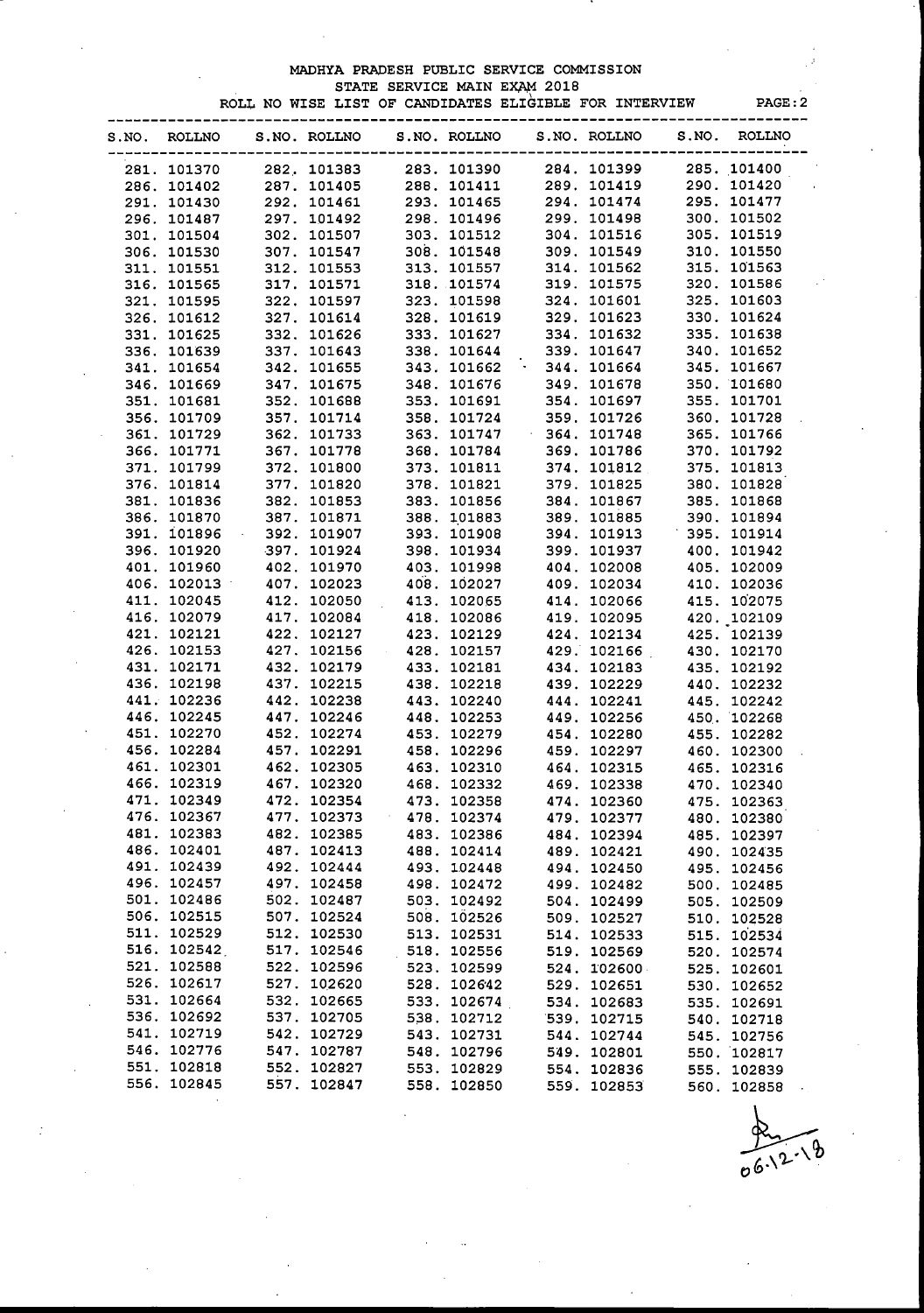MADHYA PRADESH PUBLIC SERVICE COMMISSION

STATE SERVICE MAIN EXAM 2018

ROLL NO WISE LIST OF CANDIDATES ELIGIBLE FOR INTERVIEW PAGE:2

| S.NO. | ROLLNO | S.NO. | ROLLNO | S.NO. | ROLLNO | S.NO. | ROLLNO | S.NO. | ROLLNO |
|---|---|---|---|---|---|---|---|---|---|
| 281. | 101370 | 282. | 101383 | 283. | 101390 | 284. | 101399 | 285. | 101400 |
| 286. | 101402 | 287. | 101405 | 288. | 101411 | 289. | 101419 | 290. | 101420 |
| 291. | 101430 | 292. | 101461 | 293. | 101465 | 294. | 101474 | 295. | 101477 |
| 296. | 101487 | 297. | 101492 | 298. | 101496 | 299. | 101498 | 300. | 101502 |
| 301. | 101504 | 302. | 101507 | 303. | 101512 | 304. | 101516 | 305. | 101519 |
| 306. | 101530 | 307. | 101547 | 308. | 101548 | 309. | 101549 | 310. | 101550 |
| 311. | 101551 | 312. | 101553 | 313. | 101557 | 314. | 101562 | 315. | 101563 |
| 316. | 101565 | 317. | 101571 | 318. | 101574 | 319. | 101575 | 320. | 101586 |
| 321. | 101595 | 322. | 101597 | 323. | 101598 | 324. | 101601 | 325. | 101603 |
| 326. | 101612 | 327. | 101614 | 328. | 101619 | 329. | 101623 | 330. | 101624 |
| 331. | 101625 | 332. | 101626 | 333. | 101627 | 334. | 101632 | 335. | 101638 |
| 336. | 101639 | 337. | 101643 | 338. | 101644 | 339. | 101647 | 340. | 101652 |
| 341. | 101654 | 342. | 101655 | 343. | 101662 | 344. | 101664 | 345. | 101667 |
| 346. | 101669 | 347. | 101675 | 348. | 101676 | 349. | 101678 | 350. | 101680 |
| 351. | 101681 | 352. | 101688 | 353. | 101691 | 354. | 101697 | 355. | 101701 |
| 356. | 101709 | 357. | 101714 | 358. | 101724 | 359. | 101726 | 360. | 101728 |
| 361. | 101729 | 362. | 101733 | 363. | 101747 | 364. | 101748 | 365. | 101766 |
| 366. | 101771 | 367. | 101778 | 368. | 101784 | 369. | 101786 | 370. | 101792 |
| 371. | 101799 | 372. | 101800 | 373. | 101811 | 374. | 101812 | 375. | 101813 |
| 376. | 101814 | 377. | 101820 | 378. | 101821 | 379. | 101825 | 380. | 101828 |
| 381. | 101836 | 382. | 101853 | 383. | 101856 | 384. | 101867 | 385. | 101868 |
| 386. | 101870 | 387. | 101871 | 388. | 101883 | 389. | 101885 | 390. | 101894 |
| 391. | 101896 | 392. | 101907 | 393. | 101908 | 394. | 101913 | 395. | 101914 |
| 396. | 101920 | 397. | 101924 | 398. | 101934 | 399. | 101937 | 400. | 101942 |
| 401. | 101960 | 402. | 101970 | 403. | 101998 | 404. | 102008 | 405. | 102009 |
| 406. | 102013 | 407. | 102023 | 408. | 102027 | 409. | 102034 | 410. | 102036 |
| 411. | 102045 | 412. | 102050 | 413. | 102065 | 414. | 102066 | 415. | 102075 |
| 416. | 102079 | 417. | 102084 | 418. | 102086 | 419. | 102095 | 420. | 102109 |
| 421. | 102121 | 422. | 102127 | 423. | 102129 | 424. | 102134 | 425. | 102139 |
| 426. | 102153 | 427. | 102156 | 428. | 102157 | 429. | 102166 | 430. | 102170 |
| 431. | 102171 | 432. | 102179 | 433. | 102181 | 434. | 102183 | 435. | 102192 |
| 436. | 102198 | 437. | 102215 | 438. | 102218 | 439. | 102229 | 440. | 102232 |
| 441. | 102236 | 442. | 102238 | 443. | 102240 | 444. | 102241 | 445. | 102242 |
| 446. | 102245 | 447. | 102246 | 448. | 102253 | 449. | 102256 | 450. | 102268 |
| 451. | 102270 | 452. | 102274 | 453. | 102279 | 454. | 102280 | 455. | 102282 |
| 456. | 102284 | 457. | 102291 | 458. | 102296 | 459. | 102297 | 460. | 102300 |
| 461. | 102301 | 462. | 102305 | 463. | 102310 | 464. | 102315 | 465. | 102316 |
| 466. | 102319 | 467. | 102320 | 468. | 102332 | 469. | 102338 | 470. | 102340 |
| 471. | 102349 | 472. | 102354 | 473. | 102358 | 474. | 102360 | 475. | 102363 |
| 476. | 102367 | 477. | 102373 | 478. | 102374 | 479. | 102377 | 480. | 102380 |
| 481. | 102383 | 482. | 102385 | 483. | 102386 | 484. | 102394 | 485. | 102397 |
| 486. | 102401 | 487. | 102413 | 488. | 102414 | 489. | 102421 | 490. | 102435 |
| 491. | 102439 | 492. | 102444 | 493. | 102448 | 494. | 102450 | 495. | 102456 |
| 496. | 102457 | 497. | 102458 | 498. | 102472 | 499. | 102482 | 500. | 102485 |
| 501. | 102486 | 502. | 102487 | 503. | 102492 | 504. | 102499 | 505. | 102509 |
| 506. | 102515 | 507. | 102524 | 508. | 102526 | 509. | 102527 | 510. | 102528 |
| 511. | 102529 | 512. | 102530 | 513. | 102531 | 514. | 102533 | 515. | 102534 |
| 516. | 102542 | 517. | 102546 | 518. | 102556 | 519. | 102569 | 520. | 102574 |
| 521. | 102588 | 522. | 102596 | 523. | 102599 | 524. | 102600 | 525. | 102601 |
| 526. | 102617 | 527. | 102620 | 528. | 102642 | 529. | 102651 | 530. | 102652 |
| 531. | 102664 | 532. | 102665 | 533. | 102674 | 534. | 102683 | 535. | 102691 |
| 536. | 102692 | 537. | 102705 | 538. | 102712 | 539. | 102715 | 540. | 102718 |
| 541. | 102719 | 542. | 102729 | 543. | 102731 | 544. | 102744 | 545. | 102756 |
| 546. | 102776 | 547. | 102787 | 548. | 102796 | 549. | 102801 | 550. | 102817 |
| 551. | 102818 | 552. | 102827 | 553. | 102829 | 554. | 102836 | 555. | 102839 |
| 556. | 102845 | 557. | 102847 | 558. | 102850 | 559. | 102853 | 560. | 102858 |

06.12.18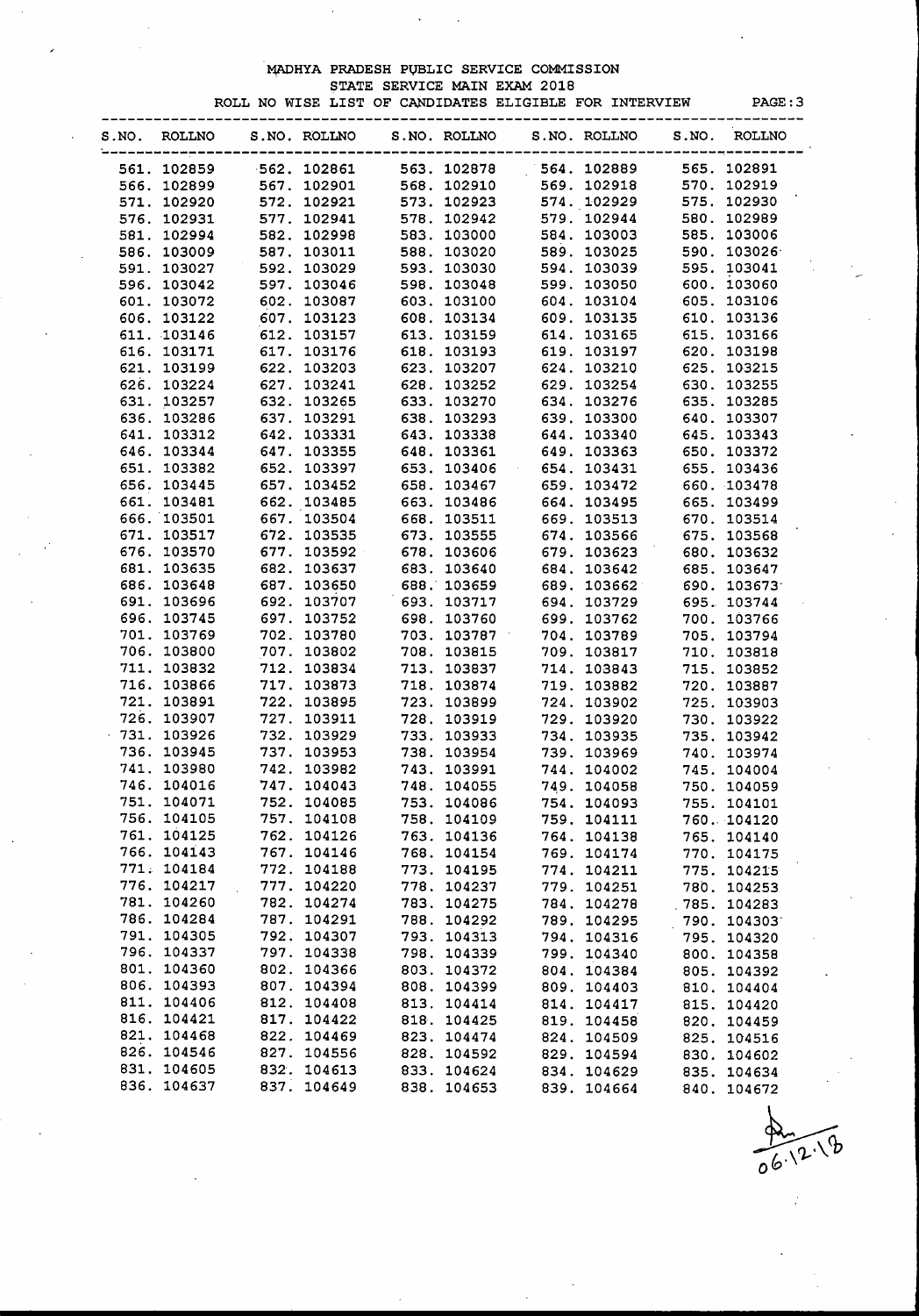MADHYA PRADESH PUBLIC SERVICE COMMISSION

STATE SERVICE MAIN EXAM 2018

ROLL NO WISE LIST OF CANDIDATES ELIGIBLE FOR INTERVIEW

| S.NO. | ROLLNO | S.NO. | ROLLNO | S.NO. | ROLLNO | S.NO. | ROLLNO | S.NO. | ROLLNO |
|---|---|---|---|---|---|---|---|---|---|
| 561. | 102859 | 562. | 102861 | 563. | 102878 | 564. | 102889 | 565. | 102891 |
| 566. | 102899 | 567. | 102901 | 568. | 102910 | 569. | 102918 | 570. | 102919 |
| 571. | 102920 | 572. | 102921 | 573. | 102923 | 574. | 102929 | 575. | 102930 |
| 576. | 102931 | 577. | 102941 | 578. | 102942 | 579. | 102944 | 580. | 102989 |
| 581. | 102994 | 582. | 102998 | 583. | 103000 | 584. | 103003 | 585. | 103006 |
| 586. | 103009 | 587. | 103011 | 588. | 103020 | 589. | 103025 | 590. | 103026 |
| 591. | 103027 | 592. | 103029 | 593. | 103030 | 594. | 103039 | 595. | 103041 |
| 596. | 103042 | 597. | 103046 | 598. | 103048 | 599. | 103050 | 600. | 103060 |
| 601. | 103072 | 602. | 103087 | 603. | 103100 | 604. | 103104 | 605. | 103106 |
| 606. | 103122 | 607. | 103123 | 608. | 103134 | 609. | 103135 | 610. | 103136 |
| 611. | 103146 | 612. | 103157 | 613. | 103159 | 614. | 103165 | 615. | 103166 |
| 616. | 103171 | 617. | 103176 | 618. | 103193 | 619. | 103197 | 620. | 103198 |
| 621. | 103199 | 622. | 103203 | 623. | 103207 | 624. | 103210 | 625. | 103215 |
| 626. | 103224 | 627. | 103241 | 628. | 103252 | 629. | 103254 | 630. | 103255 |
| 631. | 103257 | 632. | 103265 | 633. | 103270 | 634. | 103276 | 635. | 103285 |
| 636. | 103286 | 637. | 103291 | 638. | 103293 | 639. | 103300 | 640. | 103307 |
| 641. | 103312 | 642. | 103331 | 643. | 103338 | 644. | 103340 | 645. | 103343 |
| 646. | 103344 | 647. | 103355 | 648. | 103361 | 649. | 103363 | 650. | 103372 |
| 651. | 103382 | 652. | 103397 | 653. | 103406 | 654. | 103431 | 655. | 103436 |
| 656. | 103445 | 657. | 103452 | 658. | 103467 | 659. | 103472 | 660. | 103478 |
| 661. | 103481 | 662. | 103485 | 663. | 103486 | 664. | 103495 | 665. | 103499 |
| 666. | 103501 | 667. | 103504 | 668. | 103511 | 669. | 103513 | 670. | 103514 |
| 671. | 103517 | 672. | 103535 | 673. | 103555 | 674. | 103566 | 675. | 103568 |
| 676. | 103570 | 677. | 103592 | 678. | 103606 | 679. | 103623 | 680. | 103632 |
| 681. | 103635 | 682. | 103637 | 683. | 103640 | 684. | 103642 | 685. | 103647 |
| 686. | 103648 | 687. | 103650 | 688. | 103659 | 689. | 103662 | 690. | 103673 |
| 691. | 103696 | 692. | 103707 | 693. | 103717 | 694. | 103729 | 695. | 103744 |
| 696. | 103745 | 697. | 103752 | 698. | 103760 | 699. | 103762 | 700. | 103766 |
| 701. | 103769 | 702. | 103780 | 703. | 103787 | 704. | 103789 | 705. | 103794 |
| 706. | 103800 | 707. | 103802 | 708. | 103815 | 709. | 103817 | 710. | 103818 |
| 711. | 103832 | 712. | 103834 | 713. | 103837 | 714. | 103843 | 715. | 103852 |
| 716. | 103866 | 717. | 103873 | 718. | 103874 | 719. | 103882 | 720. | 103887 |
| 721. | 103891 | 722. | 103895 | 723. | 103899 | 724. | 103902 | 725. | 103903 |
| 726. | 103907 | 727. | 103911 | 728. | 103919 | 729. | 103920 | 730. | 103922 |
| 731. | 103926 | 732. | 103929 | 733. | 103933 | 734. | 103935 | 735. | 103942 |
| 736. | 103945 | 737. | 103953 | 738. | 103954 | 739. | 103969 | 740. | 103974 |
| 741. | 103980 | 742. | 103982 | 743. | 103991 | 744. | 104002 | 745. | 104004 |
| 746. | 104016 | 747. | 104043 | 748. | 104055 | 749. | 104058 | 750. | 104059 |
| 751. | 104071 | 752. | 104085 | 753. | 104086 | 754. | 104093 | 755. | 104101 |
| 756. | 104105 | 757. | 104108 | 758. | 104109 | 759. | 104111 | 760. | 104120 |
| 761. | 104125 | 762. | 104126 | 763. | 104136 | 764. | 104138 | 765. | 104140 |
| 766. | 104143 | 767. | 104146 | 768. | 104154 | 769. | 104174 | 770. | 104175 |
| 771. | 104184 | 772. | 104188 | 773. | 104195 | 774. | 104211 | 775. | 104215 |
| 776. | 104217 | 777. | 104220 | 778. | 104237 | 779. | 104251 | 780. | 104253 |
| 781. | 104260 | 782. | 104274 | 783. | 104275 | 784. | 104278 | 785. | 104283 |
| 786. | 104284 | 787. | 104291 | 788. | 104292 | 789. | 104295 | 790. | 104303 |
| 791. | 104305 | 792. | 104307 | 793. | 104313 | 794. | 104316 | 795. | 104320 |
| 796. | 104337 | 797. | 104338 | 798. | 104339 | 799. | 104340 | 800. | 104358 |
| 801. | 104360 | 802. | 104366 | 803. | 104372 | 804. | 104384 | 805. | 104392 |
| 806. | 104393 | 807. | 104394 | 808. | 104399 | 809. | 104403 | 810. | 104404 |
| 811. | 104406 | 812. | 104408 | 813. | 104414 | 814. | 104417 | 815. | 104420 |
| 816. | 104421 | 817. | 104422 | 818. | 104425 | 819. | 104458 | 820. | 104459 |
| 821. | 104468 | 822. | 104469 | 823. | 104474 | 824. | 104509 | 825. | 104516 |
| 826. | 104546 | 827. | 104556 | 828. | 104592 | 829. | 104594 | 830. | 104602 |
| 831. | 104605 | 832. | 104613 | 833. | 104624 | 834. | 104629 | 835. | 104634 |
| 836. | 104637 | 837. | 104649 | 838. | 104653 | 839. | 104664 | 840. | 104672 |

06.12.18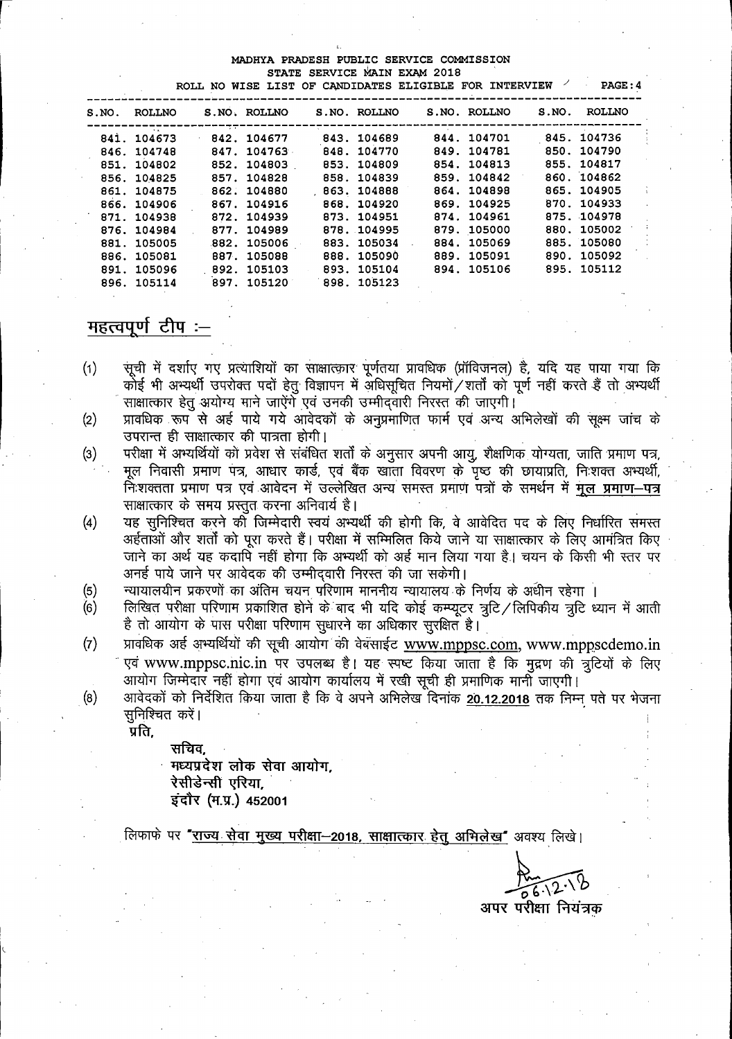MADHYA PRADESH PUBLIC SERVICE COMMISSION
STATE SERVICE MAIN EXAM 2018
ROLL NO WISE LIST OF CANDIDATES ELIGIBLE FOR INTERVIEW

| S.NO. | ROLLNO | S.NO. | ROLLNO | S.NO. | ROLLNO | S.NO. | ROLLNO | S.NO. | ROLLNO |
|---|---|---|---|---|---|---|---|---|---|
| 841. | 104673 | 842. | 104677 | 843. | 104689 | 844. | 104701 | 845. | 104736 |
| 846. | 104748 | 847. | 104763 | 848. | 104770 | 849. | 104781 | 850. | 104790 |
| 851. | 104802 | 852. | 104803 | 853. | 104809 | 854. | 104813 | 855. | 104817 |
| 856. | 104825 | 857. | 104828 | 858. | 104839 | 859. | 104842 | 860. | 104862 |
| 861. | 104875 | 862. | 104880 | 863. | 104888 | 864. | 104898 | 865. | 104905 |
| 866. | 104906 | 867. | 104916 | 868. | 104920 | 869. | 104925 | 870. | 104933 |
| 871. | 104938 | 872. | 104939 | 873. | 104951 | 874. | 104961 | 875. | 104978 |
| 876. | 104984 | 877. | 104989 | 878. | 104995 | 879. | 105000 | 880. | 105002 |
| 881. | 105005 | 882. | 105006 | 883. | 105034 | 884. | 105069 | 885. | 105080 |
| 886. | 105081 | 887. | 105088 | 888. | 105090 | 889. | 105091 | 890. | 105092 |
| 891. | 105096 | 892. | 105103 | 893. | 105104 | 894. | 105106 | 895. | 105112 |
| 896. | 105114 | 897. | 105120 | 898. | 105123 | | | | |

## महत्वपूर्ण टीप :–

(1) सूची में दर्शाए गए प्रत्याशियों का साक्षात्कार पूर्णतया प्रावधिक (प्रॉविजनल) है, यदि यह पाया गया कि कोई भी अभ्यर्थी उपरोक्त पदों हेतु विज्ञापन में अधिसूचित नियमों/शर्तों को पूर्ण नहीं करते हैं तो अभ्यर्थी साक्षात्कार हेतु अयोग्य माने जाऐंगे एवं उनकी उम्मीदवारी निरस्त की जाएगी।

(2) प्रावधिक रूप से अर्ह पाये गये आवेदकों के अनुप्रमाणित फार्म एवं अन्य अभिलेखों की सूक्ष्म जांच के उपरान्त ही साक्षात्कार की पात्रता होगी।

(3) परीक्षा में अभ्यर्थियों को प्रवेश से संबंधित शर्तों के अनुसार अपनी आयु, शैक्षणिक योग्यता, जाति प्रमाण पत्र, मूल निवासी प्रमाण पत्र, आधार कार्ड, एवं बैंक खाता विवरण के पृष्ठ की छायाप्रति, निःशक्त अभ्यर्थी, निःशक्तता प्रमाण पत्र एवं आवेदन में उल्लेखित अन्य समस्त प्रमाण पत्रों के समर्थन में **मूल प्रमाण–पत्र** साक्षात्कार के समय प्रस्तुत करना अनिवार्य है।

(4) यह सुनिश्चित करने की जिम्मेदारी स्वयं अभ्यर्थी की होगी कि, वे आवेदित पद के लिए निर्धारित समस्त अर्हताओं और शर्तों को पूरा करते हैं। परीक्षा में सम्मिलित किये जाने या साक्षात्कार के लिए आमंत्रित किए जाने का अर्थ यह कदापि नहीं होगा कि अभ्यर्थी को अर्ह मान लिया गया है। चयन के किसी भी स्तर पर अनर्ह पाये जाने पर आवेदक की उम्मीदवारी निरस्त की जा सकेगी।

(5) न्यायालयीन प्रकरणों का अंतिम चयन परिणाम माननीय न्यायालय के निर्णय के अधीन रहेगा।

(6) लिखित परीक्षा परिणाम प्रकाशित होने के बाद भी यदि कोई कम्प्यूटर त्रुटि/लिपिकीय त्रुटि ध्यान में आती है तो आयोग के पास परीक्षा परिणाम सुधारने का अधिकार सुरक्षित है।

(7) प्रावधिक अर्ह अभ्यर्थियों की सूची आयोग की वेबसाईट www.mppsc.com, www.mppscdemo.in एवं www.mppsc.nic.in पर उपलब्ध है। यह स्पष्ट किया जाता है कि मुद्रण की त्रुटियों के लिए आयोग जिम्मेदार नहीं होगा एवं आयोग कार्यालय में रखी सूची ही प्रमाणिक मानी जाएगी।

(8) आवेदकों को निर्देशित किया जाता है कि वे अपने अभिलेख दिनांक **20.12.2018** तक निम्न पते पर भेजना सुनिश्चित करें।

प्रति,

सचिव,
मध्यप्रदेश लोक सेवा आयोग,
रेसीडेन्सी एरिया,
इंदौर (म.प्र.) 452001

लिफाफे पर **"राज्य सेवा मुख्य परीक्षा–2018, साक्षात्कार हेतु अभिलेख"** अवश्य लिखे।

06.12.18
अपर परीक्षा नियंत्रक